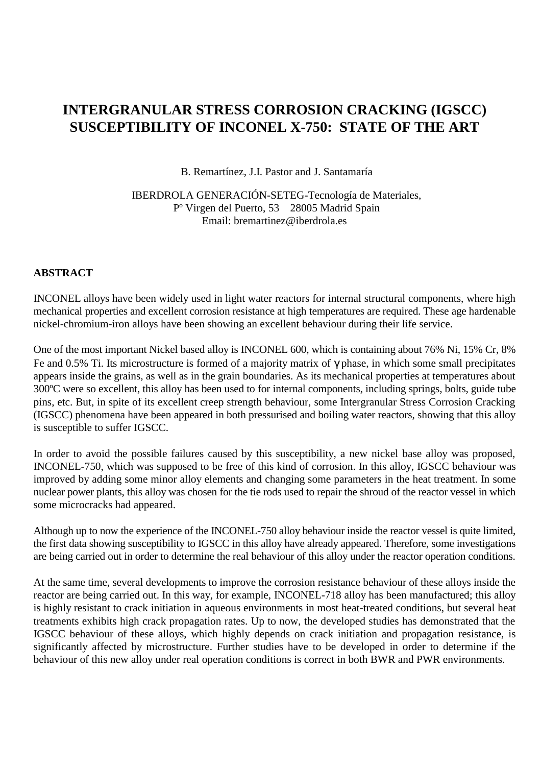# INTERGRANULAR STRESS CORROSION CRACKING (IGSCC) SUSCEPTIBILITY OF INCONEL X-750: STATE OF THE ART

B. Remartínez, J.I. Pastor and J. Santamaría

IBERDROLA GENERACIÓN-SETEG-Tecnología de Materiales,
Pº Virgen del Puerto, 53 28005 Madrid Spain
Email: bremartinez@iberdrola.es

## ABSTRACT

INCONEL alloys have been widely used in light water reactors for internal structural components, where high mechanical properties and excellent corrosion resistance at high temperatures are required. These age hardenable nickel-chromium-iron alloys have been showing an excellent behaviour during their life service.

One of the most important Nickel based alloy is INCONEL 600, which is containing about 76% Ni, 15% Cr, 8% Fe and 0.5% Ti. Its microstructure is formed of a majority matrix of $\gamma$ phase, in which some small precipitates appears inside the grains, as well as in the grain boundaries. As its mechanical properties at temperatures about 300ºC were so excellent, this alloy has been used to for internal components, including springs, bolts, guide tube pins, etc. But, in spite of its excellent creep strength behaviour, some Intergranular Stress Corrosion Cracking (IGSCC) phenomena have been appeared in both pressurised and boiling water reactors, showing that this alloy is susceptible to suffer IGSCC.

In order to avoid the possible failures caused by this susceptibility, a new nickel base alloy was proposed, INCONEL-750, which was supposed to be free of this kind of corrosion. In this alloy, IGSCC behaviour was improved by adding some minor alloy elements and changing some parameters in the heat treatment. In some nuclear power plants, this alloy was chosen for the tie rods used to repair the shroud of the reactor vessel in which some microcracks had appeared.

Although up to now the experience of the INCONEL-750 alloy behaviour inside the reactor vessel is quite limited, the first data showing susceptibility to IGSCC in this alloy have already appeared. Therefore, some investigations are being carried out in order to determine the real behaviour of this alloy under the reactor operation conditions.

At the same time, several developments to improve the corrosion resistance behaviour of these alloys inside the reactor are being carried out. In this way, for example, INCONEL-718 alloy has been manufactured; this alloy is highly resistant to crack initiation in aqueous environments in most heat-treated conditions, but several heat treatments exhibits high crack propagation rates. Up to now, the developed studies has demonstrated that the IGSCC behaviour of these alloys, which highly depends on crack initiation and propagation resistance, is significantly affected by microstructure. Further studies have to be developed in order to determine if the behaviour of this new alloy under real operation conditions is correct in both BWR and PWR environments.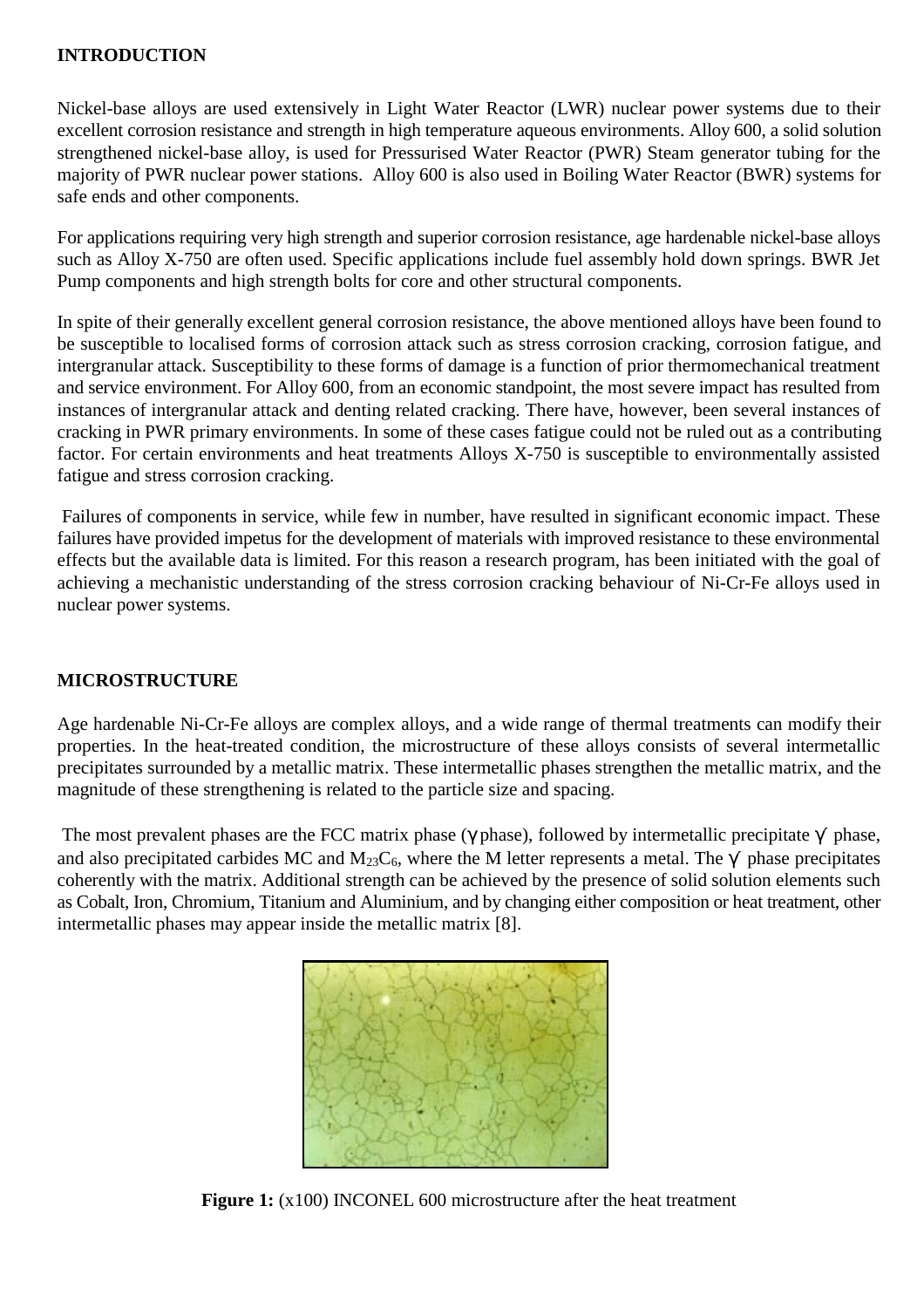## INTRODUCTION

Nickel-base alloys are used extensively in Light Water Reactor (LWR) nuclear power systems due to their excellent corrosion resistance and strength in high temperature aqueous environments. Alloy 600, a solid solution strengthened nickel-base alloy, is used for Pressurised Water Reactor (PWR) Steam generator tubing for the majority of PWR nuclear power stations. Alloy 600 is also used in Boiling Water Reactor (BWR) systems for safe ends and other components.

For applications requiring very high strength and superior corrosion resistance, age hardenable nickel-base alloys such as Alloy X-750 are often used. Specific applications include fuel assembly hold down springs. BWR Jet Pump components and high strength bolts for core and other structural components.

In spite of their generally excellent general corrosion resistance, the above mentioned alloys have been found to be susceptible to localised forms of corrosion attack such as stress corrosion cracking, corrosion fatigue, and intergranular attack. Susceptibility to these forms of damage is a function of prior thermomechanical treatment and service environment. For Alloy 600, from an economic standpoint, the most severe impact has resulted from instances of intergranular attack and denting related cracking. There have, however, been several instances of cracking in PWR primary environments. In some of these cases fatigue could not be ruled out as a contributing factor. For certain environments and heat treatments Alloys X-750 is susceptible to environmentally assisted fatigue and stress corrosion cracking.

Failures of components in service, while few in number, have resulted in significant economic impact. These failures have provided impetus for the development of materials with improved resistance to these environmental effects but the available data is limited. For this reason a research program, has been initiated with the goal of achieving a mechanistic understanding of the stress corrosion cracking behaviour of Ni-Cr-Fe alloys used in nuclear power systems.

## MICROSTRUCTURE

Age hardenable Ni-Cr-Fe alloys are complex alloys, and a wide range of thermal treatments can modify their properties. In the heat-treated condition, the microstructure of these alloys consists of several intermetallic precipitates surrounded by a metallic matrix. These intermetallic phases strengthen the metallic matrix, and the magnitude of these strengthening is related to the particle size and spacing.

The most prevalent phases are the FCC matrix phase ($\gamma$ phase), followed by intermetallic precipitate $\gamma'$ phase, and also precipitated carbides MC and $M_{23}C_6$, where the M letter represents a metal. The $\gamma'$ phase precipitates coherently with the matrix. Additional strength can be achieved by the presence of solid solution elements such as Cobalt, Iron, Chromium, Titanium and Aluminium, and by changing either composition or heat treatment, other intermetallic phases may appear inside the metallic matrix [8].

**Figure 1:** (x100) INCONEL 600 microstructure after the heat treatment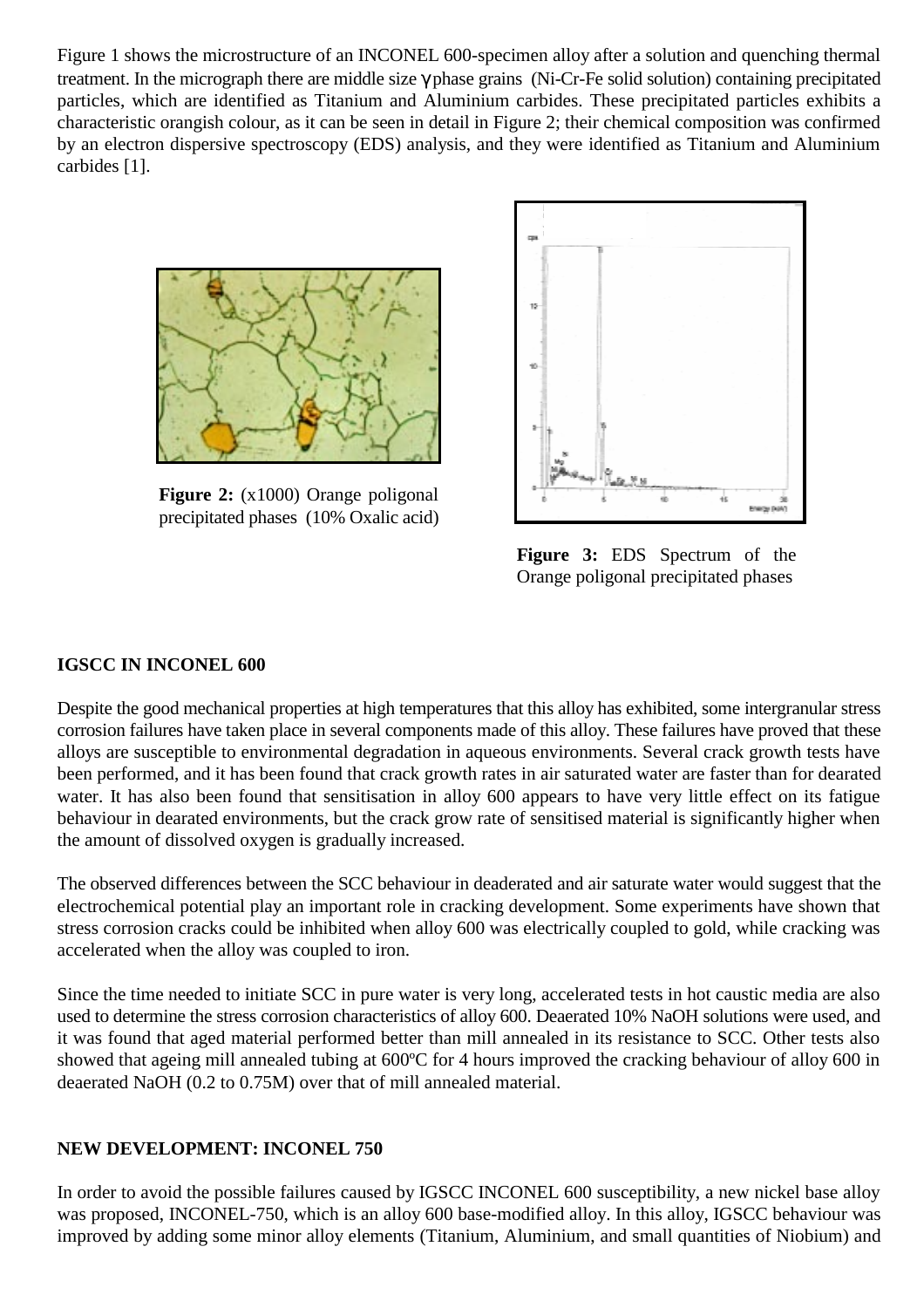Figure 1 shows the microstructure of an INCONEL 600-specimen alloy after a solution and quenching thermal treatment. In the micrograph there are middle size γ phase grains (Ni-Cr-Fe solid solution) containing precipitated particles, which are identified as Titanium and Aluminium carbides. These precipitated particles exhibits a characteristic orangish colour, as it can be seen in detail in Figure 2; their chemical composition was confirmed by an electron dispersive spectroscopy (EDS) analysis, and they were identified as Titanium and Aluminium carbides [1].

**Figure 2:** (x1000) Orange poligonal precipitated phases (10% Oxalic acid)

**Figure 3:** EDS Spectrum of the Orange poligonal precipitated phases

## IGSCC IN INCONEL 600

Despite the good mechanical properties at high temperatures that this alloy has exhibited, some intergranular stress corrosion failures have taken place in several components made of this alloy. These failures have proved that these alloys are susceptible to environmental degradation in aqueous environments. Several crack growth tests have been performed, and it has been found that crack growth rates in air saturated water are faster than for dearated water. It has also been found that sensitisation in alloy 600 appears to have very little effect on its fatigue behaviour in dearated environments, but the crack grow rate of sensitised material is significantly higher when the amount of dissolved oxygen is gradually increased.

The observed differences between the SCC behaviour in deaderated and air saturate water would suggest that the electrochemical potential play an important role in cracking development. Some experiments have shown that stress corrosion cracks could be inhibited when alloy 600 was electrically coupled to gold, while cracking was accelerated when the alloy was coupled to iron.

Since the time needed to initiate SCC in pure water is very long, accelerated tests in hot caustic media are also used to determine the stress corrosion characteristics of alloy 600. Deaerated 10% NaOH solutions were used, and it was found that aged material performed better than mill annealed in its resistance to SCC. Other tests also showed that ageing mill annealed tubing at 600ºC for 4 hours improved the cracking behaviour of alloy 600 in deaerated NaOH (0.2 to 0.75M) over that of mill annealed material.

## NEW DEVELOPMENT: INCONEL 750

In order to avoid the possible failures caused by IGSCC INCONEL 600 susceptibility, a new nickel base alloy was proposed, INCONEL-750, which is an alloy 600 base-modified alloy. In this alloy, IGSCC behaviour was improved by adding some minor alloy elements (Titanium, Aluminium, and small quantities of Niobium) and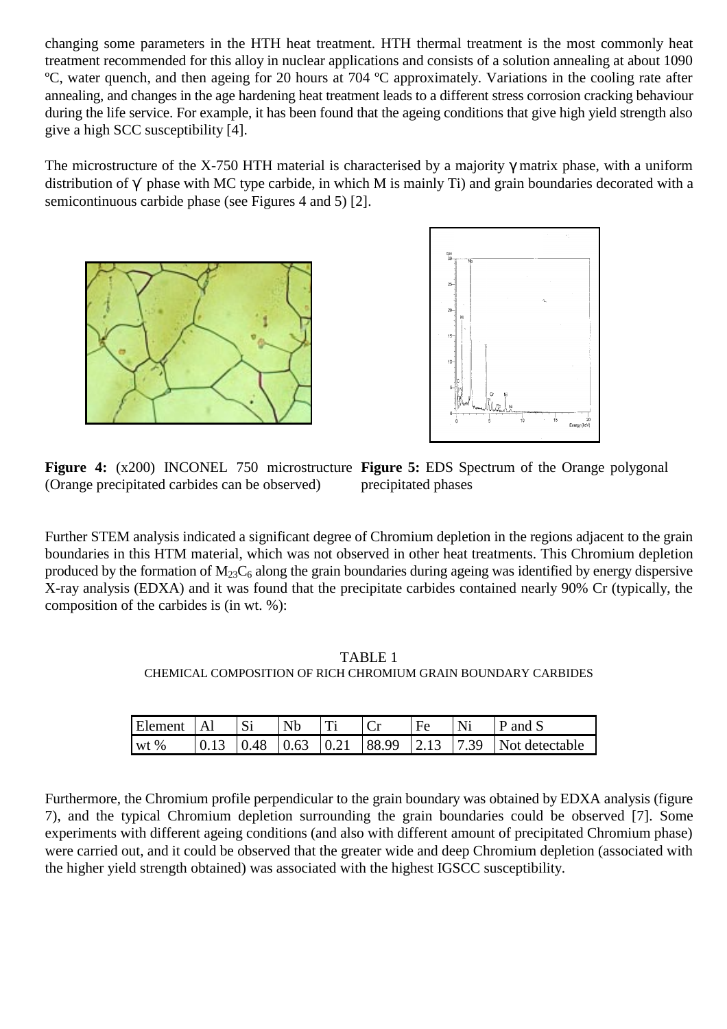changing some parameters in the HTH heat treatment. HTH thermal treatment is the most commonly heat treatment recommended for this alloy in nuclear applications and consists of a solution annealing at about 1090 ºC, water quench, and then ageing for 20 hours at 704 ºC approximately. Variations in the cooling rate after annealing, and changes in the age hardening heat treatment leads to a different stress corrosion cracking behaviour during the life service. For example, it has been found that the ageing conditions that give high yield strength also give a high SCC susceptibility [4].

The microstructure of the X-750 HTH material is characterised by a majority γ matrix phase, with a uniform distribution of γ' phase with MC type carbide, in which M is mainly Ti) and grain boundaries decorated with a semicontinuous carbide phase (see Figures 4 and 5) [2].

**Figure 4:** (x200) INCONEL 750 microstructure (Orange precipitated carbides can be observed)

**Figure 5:** EDS Spectrum of the Orange polygonal precipitated phases

Further STEM analysis indicated a significant degree of Chromium depletion in the regions adjacent to the grain boundaries in this HTM material, which was not observed in other heat treatments. This Chromium depletion produced by the formation of $M_{23}C_6$ along the grain boundaries during ageing was identified by energy dispersive X-ray analysis (EDXA) and it was found that the precipitate carbides contained nearly 90% Cr (typically, the composition of the carbides is (in wt. %):

TABLE 1
CHEMICAL COMPOSITION OF RICH CHROMIUM GRAIN BOUNDARY CARBIDES

| Element | Al | Si | Nb | Ti | Cr | Fe | Ni | P and S |
|---|---|---|---|---|---|---|---|---|
| wt % | 0.13 | 0.48 | 0.63 | 0.21 | 88.99 | 2.13 | 7.39 | Not detectable |

Furthermore, the Chromium profile perpendicular to the grain boundary was obtained by EDXA analysis (figure 7), and the typical Chromium depletion surrounding the grain boundaries could be observed [7]. Some experiments with different ageing conditions (and also with different amount of precipitated Chromium phase) were carried out, and it could be observed that the greater wide and deep Chromium depletion (associated with the higher yield strength obtained) was associated with the highest IGSCC susceptibility.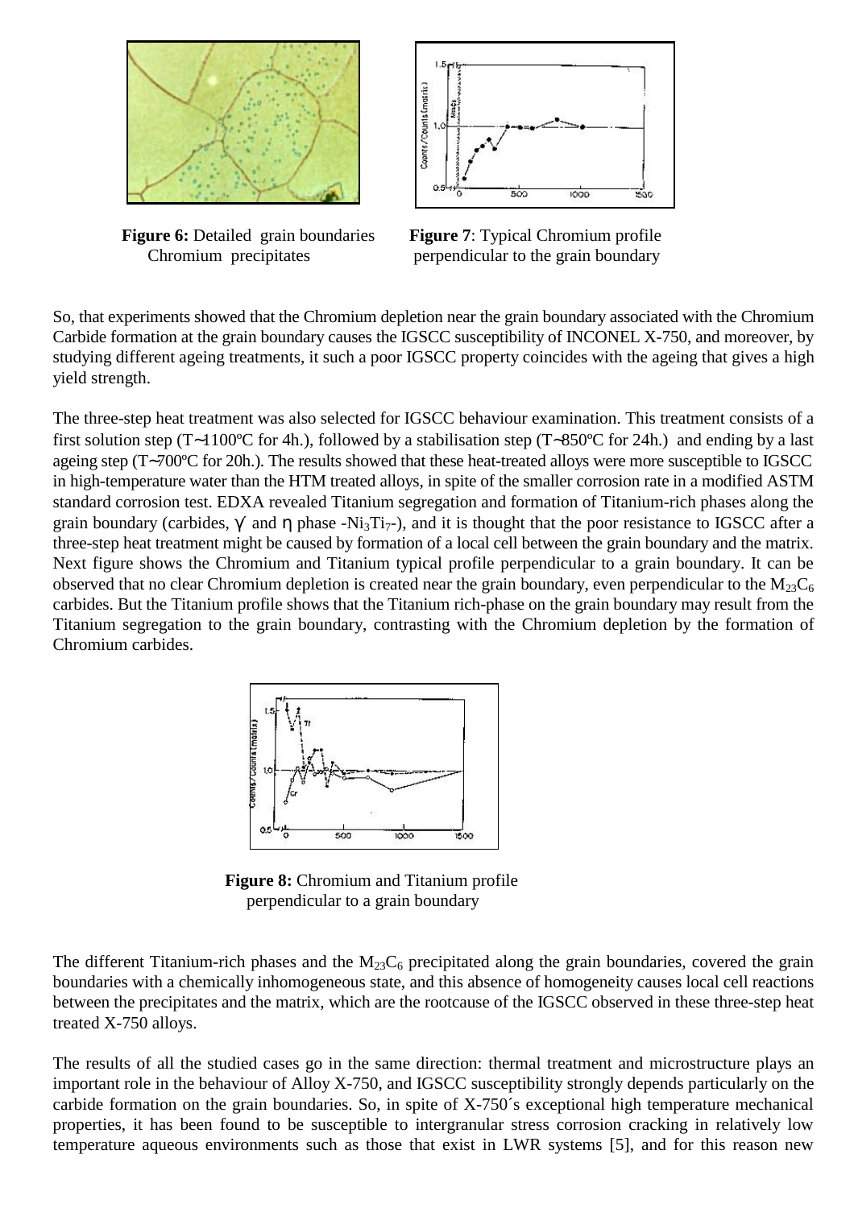**Figure 6:** Detailed grain boundaries Chromium precipitates

**Figure 7**: Typical Chromium profile perpendicular to the grain boundary

So, that experiments showed that the Chromium depletion near the grain boundary associated with the Chromium Carbide formation at the grain boundary causes the IGSCC susceptibility of INCONEL X-750, and moreover, by studying different ageing treatments, it such a poor IGSCC property coincides with the ageing that gives a high yield strength.

The three-step heat treatment was also selected for IGSCC behaviour examination. This treatment consists of a first solution step (T~1100ºC for 4h.), followed by a stabilisation step (T~850ºC for 24h.) and ending by a last ageing step (T~700ºC for 20h.). The results showed that these heat-treated alloys were more susceptible to IGSCC in high-temperature water than the HTM treated alloys, in spite of the smaller corrosion rate in a modified ASTM standard corrosion test. EDXA revealed Titanium segregation and formation of Titanium-rich phases along the grain boundary (carbides, $\gamma'$ and $\eta$ phase -$Ni_3Ti_7$-), and it is thought that the poor resistance to IGSCC after a three-step heat treatment might be caused by formation of a local cell between the grain boundary and the matrix. Next figure shows the Chromium and Titanium typical profile perpendicular to a grain boundary. It can be observed that no clear Chromium depletion is created near the grain boundary, even perpendicular to the $M_{23}C_6$ carbides. But the Titanium profile shows that the Titanium rich-phase on the grain boundary may result from the Titanium segregation to the grain boundary, contrasting with the Chromium depletion by the formation of Chromium carbides.

**Figure 8:** Chromium and Titanium profile perpendicular to a grain boundary

The different Titanium-rich phases and the $M_{23}C_6$ precipitated along the grain boundaries, covered the grain boundaries with a chemically inhomogeneous state, and this absence of homogeneity causes local cell reactions between the precipitates and the matrix, which are the rootcause of the IGSCC observed in these three-step heat treated X-750 alloys.

The results of all the studied cases go in the same direction: thermal treatment and microstructure plays an important role in the behaviour of Alloy X-750, and IGSCC susceptibility strongly depends particularly on the carbide formation on the grain boundaries. So, in spite of X-750´s exceptional high temperature mechanical properties, it has been found to be susceptible to intergranular stress corrosion cracking in relatively low temperature aqueous environments such as those that exist in LWR systems [5], and for this reason new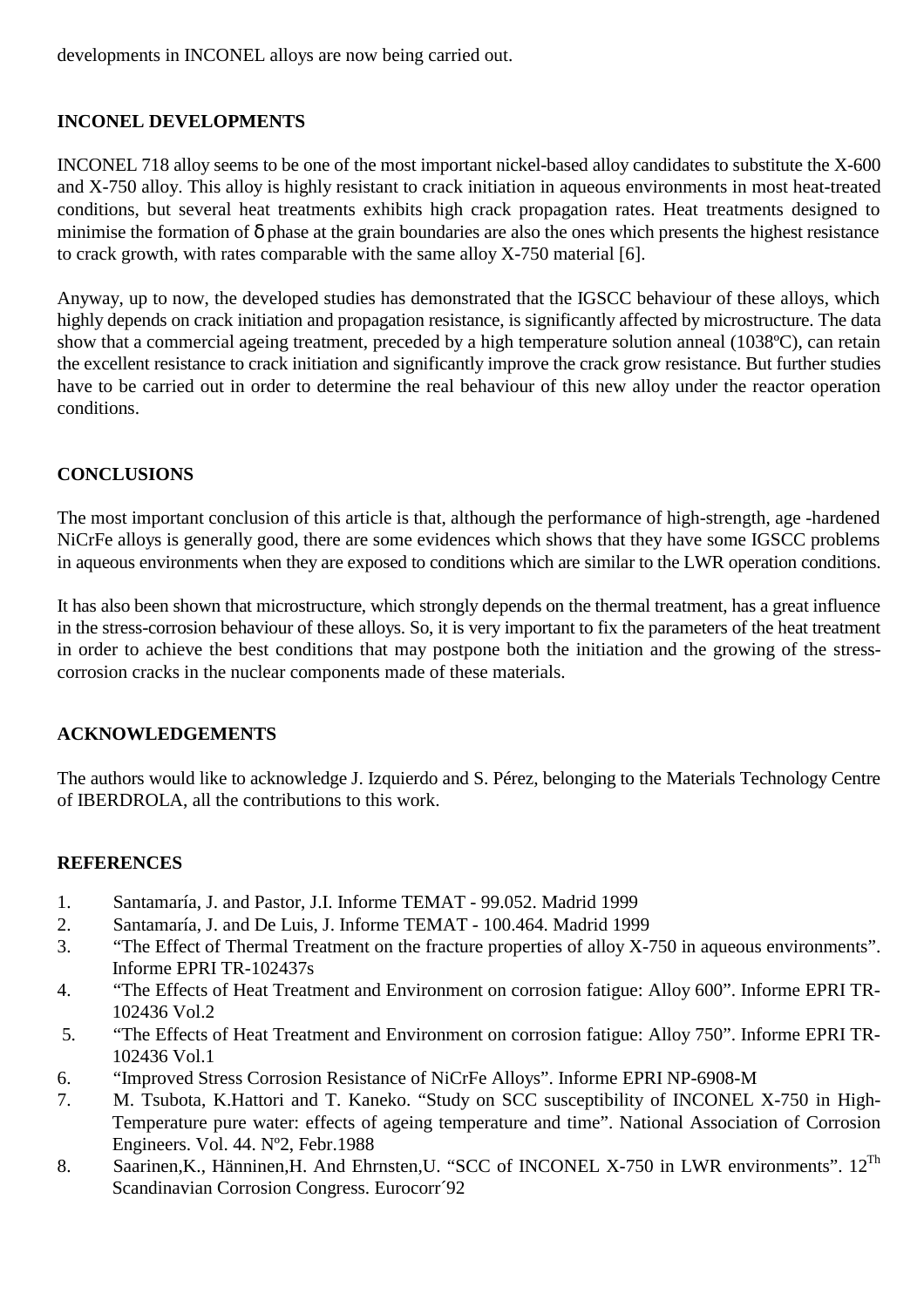developments in INCONEL alloys are now being carried out.

## INCONEL DEVELOPMENTS

INCONEL 718 alloy seems to be one of the most important nickel-based alloy candidates to substitute the X-600 and X-750 alloy. This alloy is highly resistant to crack initiation in aqueous environments in most heat-treated conditions, but several heat treatments exhibits high crack propagation rates. Heat treatments designed to minimise the formation of $\delta$ phase at the grain boundaries are also the ones which presents the highest resistance to crack growth, with rates comparable with the same alloy X-750 material [6].

Anyway, up to now, the developed studies has demonstrated that the IGSCC behaviour of these alloys, which highly depends on crack initiation and propagation resistance, is significantly affected by microstructure. The data show that a commercial ageing treatment, preceded by a high temperature solution anneal (1038ºC), can retain the excellent resistance to crack initiation and significantly improve the crack grow resistance. But further studies have to be carried out in order to determine the real behaviour of this new alloy under the reactor operation conditions.

## CONCLUSIONS

The most important conclusion of this article is that, although the performance of high-strength, age -hardened NiCrFe alloys is generally good, there are some evidences which shows that they have some IGSCC problems in aqueous environments when they are exposed to conditions which are similar to the LWR operation conditions.

It has also been shown that microstructure, which strongly depends on the thermal treatment, has a great influence in the stress-corrosion behaviour of these alloys. So, it is very important to fix the parameters of the heat treatment in order to achieve the best conditions that may postpone both the initiation and the growing of the stress-corrosion cracks in the nuclear components made of these materials.

## ACKNOWLEDGEMENTS

The authors would like to acknowledge J. Izquierdo and S. Pérez, belonging to the Materials Technology Centre of IBERDROLA, all the contributions to this work.

## REFERENCES

1. Santamaría, J. and Pastor, J.I. Informe TEMAT - 99.052. Madrid 1999
2. Santamaría, J. and De Luis, J. Informe TEMAT - 100.464. Madrid 1999
3. “The Effect of Thermal Treatment on the fracture properties of alloy X-750 in aqueous environments”. Informe EPRI TR-102437s
4. “The Effects of Heat Treatment and Environment on corrosion fatigue: Alloy 600”. Informe EPRI TR-102436 Vol.2
5. “The Effects of Heat Treatment and Environment on corrosion fatigue: Alloy 750”. Informe EPRI TR-102436 Vol.1
6. “Improved Stress Corrosion Resistance of NiCrFe Alloys”. Informe EPRI NP-6908-M
7. M. Tsubota, K.Hattori and T. Kaneko. “Study on SCC susceptibility of INCONEL X-750 in High-Temperature pure water: effects of ageing temperature and time”. National Association of Corrosion Engineers. Vol. 44. Nº2, Febr.1988
8. Saarinen,K., Hänninen,H. And Ehrnsten,U. “SCC of INCONEL X-750 in LWR environments”. 12$^{Th}$ Scandinavian Corrosion Congress. Eurocorr´92